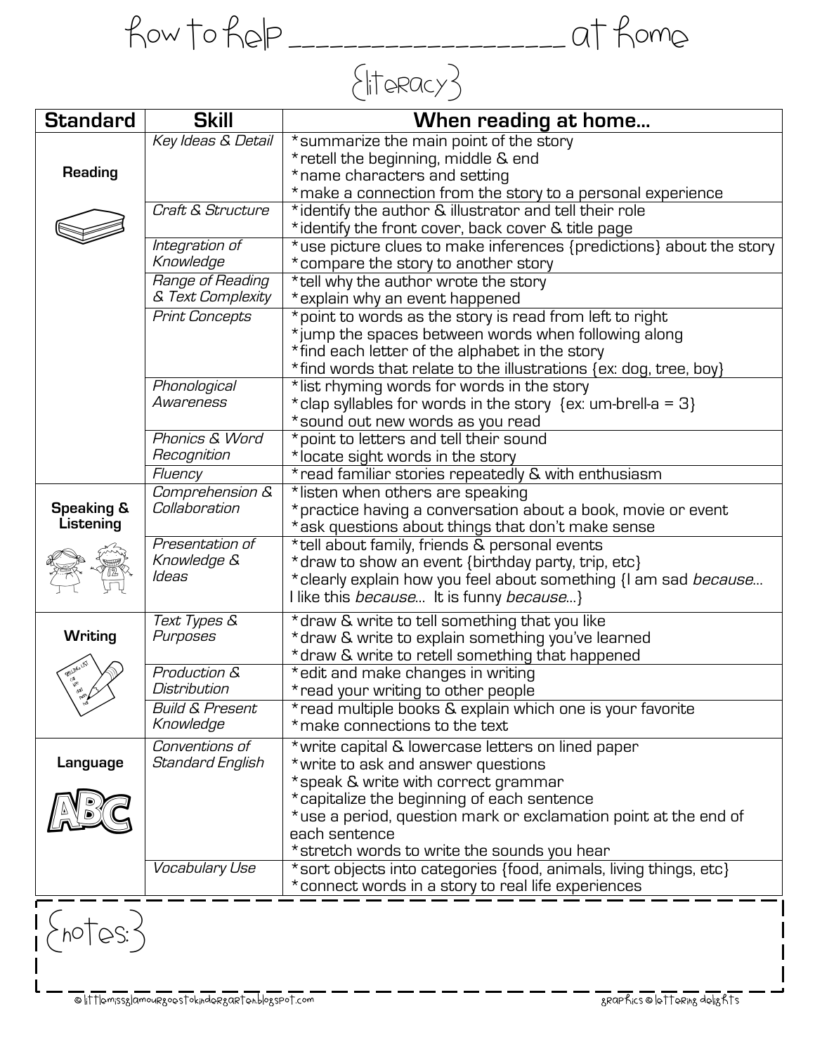# how to help ____________________ at home

## {literacy}

| Standard | Skill | When reading at home... |
|---|---|---|
| **Reading** | *Key Ideas & Detail* | *summarize the main point of the story<br>*retell the beginning, middle & end<br>*name characters and setting<br>*make a connection from the story to a personal experience |
| | *Craft & Structure* | *identify the author & illustrator and tell their role<br>*identify the front cover, back cover & title page |
| | *Integration of Knowledge* | *use picture clues to make inferences {predictions} about the story<br>*compare the story to another story |
| | *Range of Reading & Text Complexity* | *tell why the author wrote the story<br>*explain why an event happened |
| | *Print Concepts* | *point to words as the story is read from left to right<br>*jump the spaces between words when following along<br>*find each letter of the alphabet in the story<br>*find words that relate to the illustrations {ex: dog, tree, boy} |
| | *Phonological Awareness* | *list rhyming words for words in the story<br>*clap syllables for words in the story {ex: um-brell-a = 3}<br>*sound out new words as you read |
| | *Phonics & Word Recognition* | *point to letters and tell their sound<br>*locate sight words in the story |
| | *Fluency* | *read familiar stories repeatedly & with enthusiasm |
| **Speaking & Listening** | *Comprehension & Collaboration* | *listen when others are speaking<br>*practice having a conversation about a book, movie or event<br>*ask questions about things that don't make sense |
| | *Presentation of Knowledge & Ideas* | *tell about family, friends & personal events<br>*draw to show an event {birthday party, trip, etc}<br>*clearly explain how you feel about something {I am sad *because*... I like this *because*... It is funny *because*...} |
| **Writing** | *Text Types & Purposes* | *draw & write to tell something that you like<br>*draw & write to explain something you've learned<br>*draw & write to retell something that happened |
| | *Production & Distribution* | *edit and make changes in writing<br>*read your writing to other people |
| | *Build & Present Knowledge* | *read multiple books & explain which one is your favorite<br>*make connections to the text |
| **Language** | *Conventions of Standard English* | *write capital & lowercase letters on lined paper<br>*write to ask and answer questions<br>*speak & write with correct grammar<br>*capitalize the beginning of each sentence<br>*use a period, question mark or exclamation point at the end of each sentence<br>*stretch words to write the sounds you hear |
| | *Vocabulary Use* | *sort objects into categories {food, animals, living things, etc}<br>*connect words in a story to real life experiences |

{notes:}

©littlemissglamourgoestokindergarten.blogspot.com

graphics © lettering delights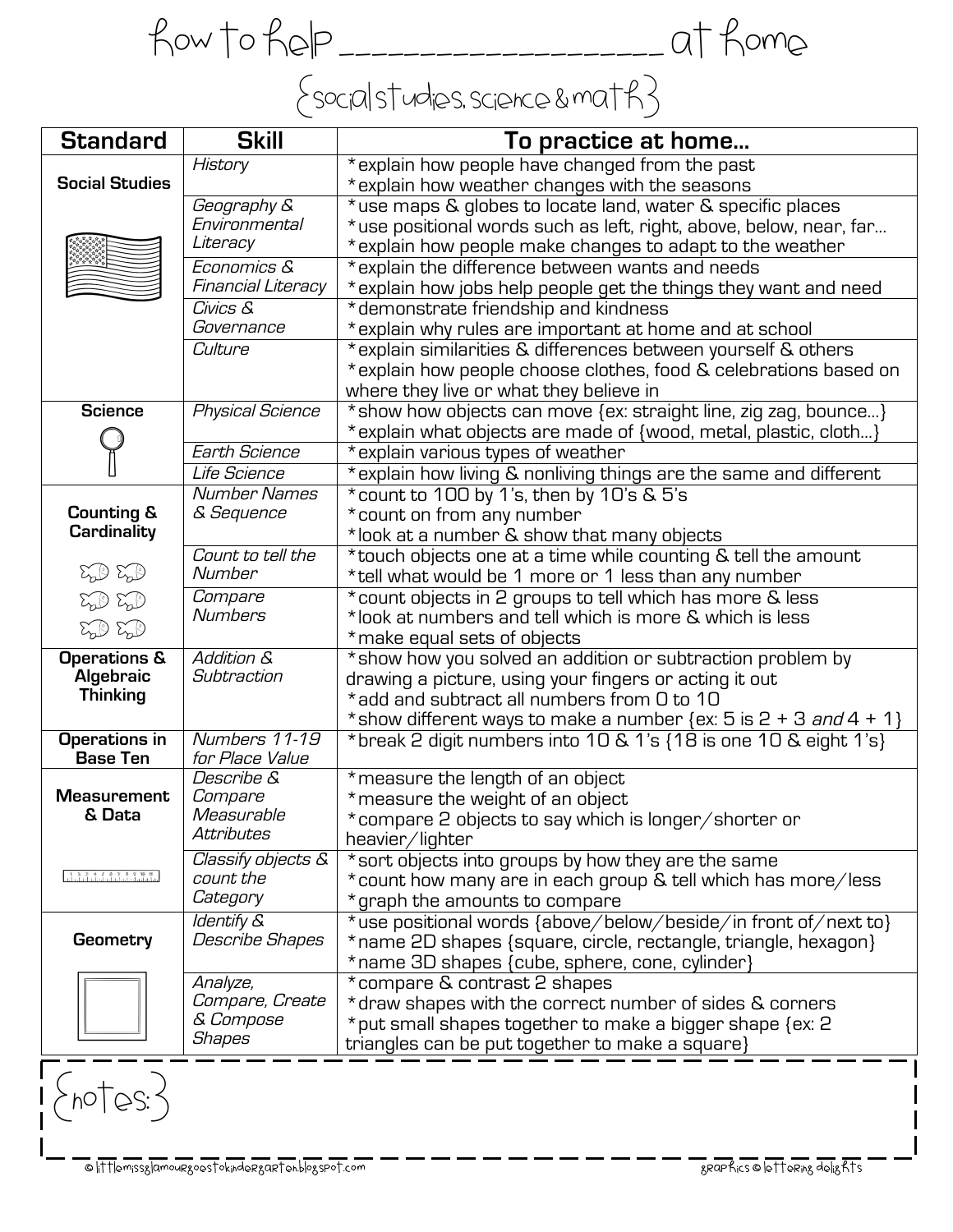# how to help ____________________ at home

## {social studies, science & math}

| Standard | Skill | To practice at home… |
|---|---|---|
| **Social Studies** | *History* | *explain how people have changed from the past<br>*explain how weather changes with the seasons |
| | *Geography & Environmental Literacy* | *use maps & globes to locate land, water & specific places<br>*use positional words such as left, right, above, below, near, far…<br>*explain how people make changes to adapt to the weather |
| | *Economics & Financial Literacy* | *explain the difference between wants and needs<br>*explain how jobs help people get the things they want and need |
| | *Civics & Governance* | *demonstrate friendship and kindness<br>*explain why rules are important at home and at school |
| | *Culture* | *explain similarities & differences between yourself & others<br>*explain how people choose clothes, food & celebrations based on where they live or what they believe in |
| **Science** | *Physical Science* | *show how objects can move {ex: straight line, zig zag, bounce…}<br>*explain what objects are made of {wood, metal, plastic, cloth…} |
| | *Earth Science* | *explain various types of weather |
| | *Life Science* | *explain how living & nonliving things are the same and different |
| **Counting & Cardinality** | *Number Names & Sequence* | *count to 100 by 1's, then by 10's & 5's<br>*count on from any number<br>*look at a number & show that many objects |
| | *Count to tell the Number* | *touch objects one at a time while counting & tell the amount<br>*tell what would be 1 more or 1 less than any number |
| | *Compare Numbers* | *count objects in 2 groups to tell which has more & less<br>*look at numbers and tell which is more & which is less<br>*make equal sets of objects |
| **Operations & Algebraic Thinking** | *Addition & Subtraction* | *show how you solved an addition or subtraction problem by drawing a picture, using your fingers or acting it out<br>*add and subtract all numbers from 0 to 10<br>*show different ways to make a number {ex: 5 is 2 + 3 *and* 4 + 1} |
| **Operations in Base Ten** | *Numbers 11-19 for Place Value* | *break 2 digit numbers into 10 & 1's {18 is one 10 & eight 1's} |
| **Measurement & Data** | *Describe & Compare Measurable Attributes* | *measure the length of an object<br>*measure the weight of an object<br>*compare 2 objects to say which is longer/shorter or heavier/lighter |
| | *Classify objects & count the Category* | *sort objects into groups by how they are the same<br>*count how many are in each group & tell which has more/less<br>*graph the amounts to compare |
| **Geometry** | *Identify & Describe Shapes* | *use positional words {above/below/beside/in front of/next to}<br>*name 2D shapes {square, circle, rectangle, triangle, hexagon}<br>*name 3D shapes {cube, sphere, cone, cylinder} |
| | *Analyze, Compare, Create & Compose Shapes* | *compare & contrast 2 shapes<br>*draw shapes with the correct number of sides & corners<br>*put small shapes together to make a bigger shape {ex: 2 triangles can be put together to make a square} |

{notes:}

© littlemissglamourgoestokindergarten.blogspot.com

graphics © lettering delights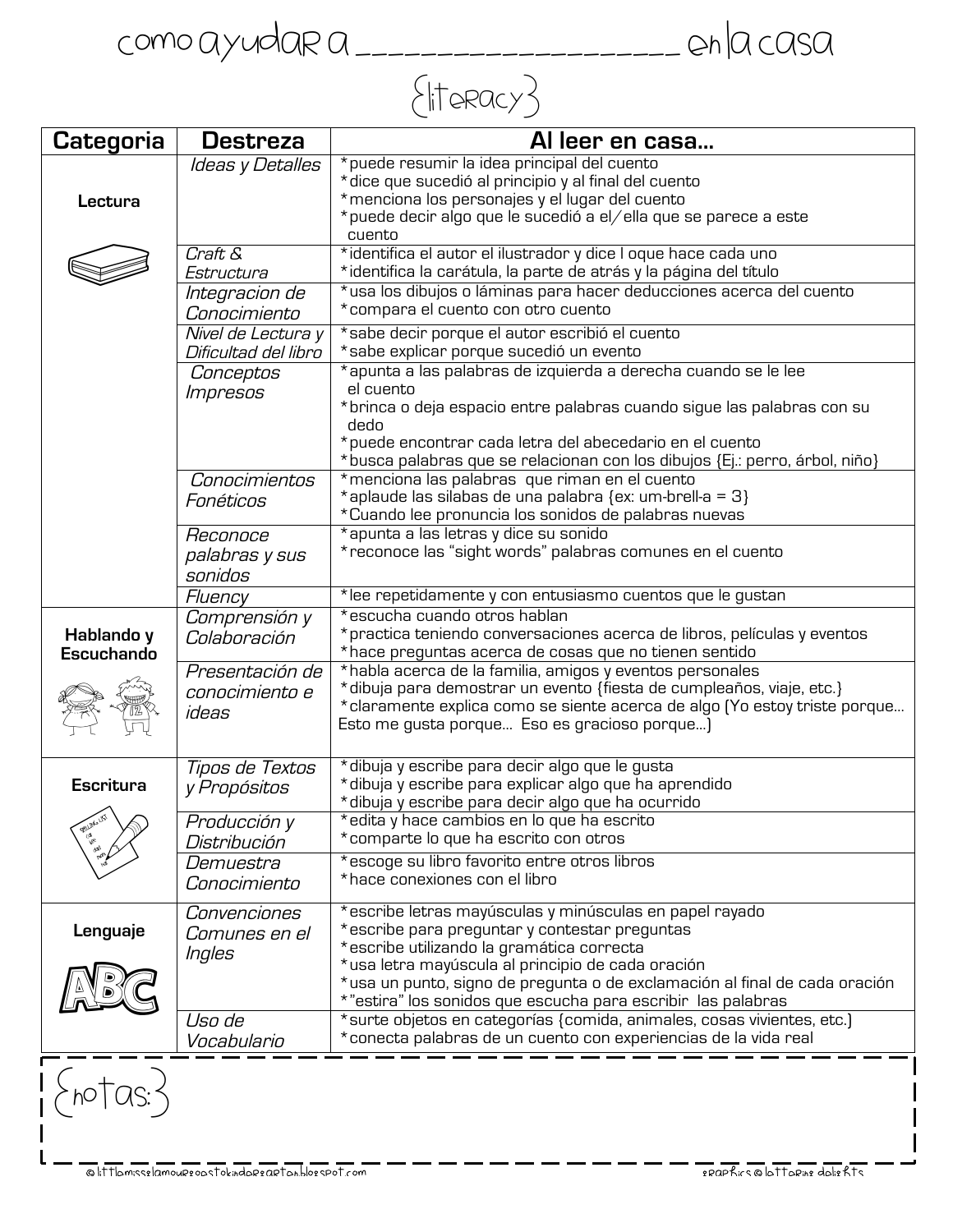# como ayudar a ____________________ en la casa

## {literacy}

| Categoria | Destreza | Al leer en casa… |
|---|---|---|
| **Lectura** | *Ideas y Detalles* | *puede resumir la idea principal del cuento<br>*dice que sucedió al principio y al final del cuento<br>*menciona los personajes y el lugar del cuento<br>*puede decir algo que le sucedió a el/ella que se parece a este cuento |
| | *Craft & Estructura* | *identifica el autor el ilustrador y dice l oque hace cada uno<br>*identifica la carátula, la parte de atrás y la página del título |
| | *Integracion de Conocimiento* | *usa los dibujos o láminas para hacer deducciones acerca del cuento<br>*compara el cuento con otro cuento |
| | *Nivel de Lectura y Dificultad del libro* | *sabe decir porque el autor escribió el cuento<br>*sabe explicar porque sucedió un evento |
| | *Conceptos Impresos* | *apunta a las palabras de izquierda a derecha cuando se le lee el cuento<br>*brinca o deja espacio entre palabras cuando sigue las palabras con su dedo<br>*puede encontrar cada letra del abecedario en el cuento<br>*busca palabras que se relacionan con los dibujos {Ej.: perro, árbol, niño} |
| | *Conocimientos Fonéticos* | *menciona las palabras que riman en el cuento<br>*aplaude las silabas de una palabra {ex: um-brell-a = 3}<br>*Cuando lee pronuncia los sonidos de palabras nuevas |
| | *Reconoce palabras y sus sonidos* | *apunta a las letras y dice su sonido<br>*reconoce las "sight words" palabras comunes en el cuento |
| | *Fluency* | *lee repetidamente y con entusiasmo cuentos que le gustan |
| **Hablando y Escuchando** | *Comprensión y Colaboración* | *escucha cuando otros hablan<br>*practica teniendo conversaciones acerca de libros, películas y eventos<br>*hace preguntas acerca de cosas que no tienen sentido |
| | *Presentación de conocimiento e ideas* | *habla acerca de la familia, amigos y eventos personales<br>*dibuja para demostrar un evento {fiesta de cumpleaños, viaje, etc.}<br>*claramente explica como se siente acerca de algo (Yo estoy triste porque… Esto me gusta porque… Eso es gracioso porque…) |
| **Escritura** | *Tipos de Textos y Propósitos* | *dibuja y escribe para decir algo que le gusta<br>*dibuja y escribe para explicar algo que ha aprendido<br>*dibuja y escribe para decir algo que ha ocurrido |
| | *Producción y Distribución* | *edita y hace cambios en lo que ha escrito<br>*comparte lo que ha escrito con otros |
| | *Demuestra Conocimiento* | *escoge su libro favorito entre otros libros<br>*hace conexiones con el libro |
| **Lenguaje** | *Convenciones Comunes en el Ingles* | *escribe letras mayúsculas y minúsculas en papel rayado<br>*escribe para preguntar y contestar preguntas<br>*escribe utilizando la gramática correcta<br>*usa letra mayúscula al principio de cada oración<br>*usa un punto, signo de pregunta o de exclamación al final de cada oración<br>*"estira" los sonidos que escucha para escribir las palabras |
| | *Uso de Vocabulario* | *surte objetos en categorías {comida, animales, cosas vivientes, etc.}<br>*conecta palabras de un cuento con experiencias de la vida real |

{notas:}

©littlemisslamourgoestokindergarten.blogspot.com — graphics ©lettering delights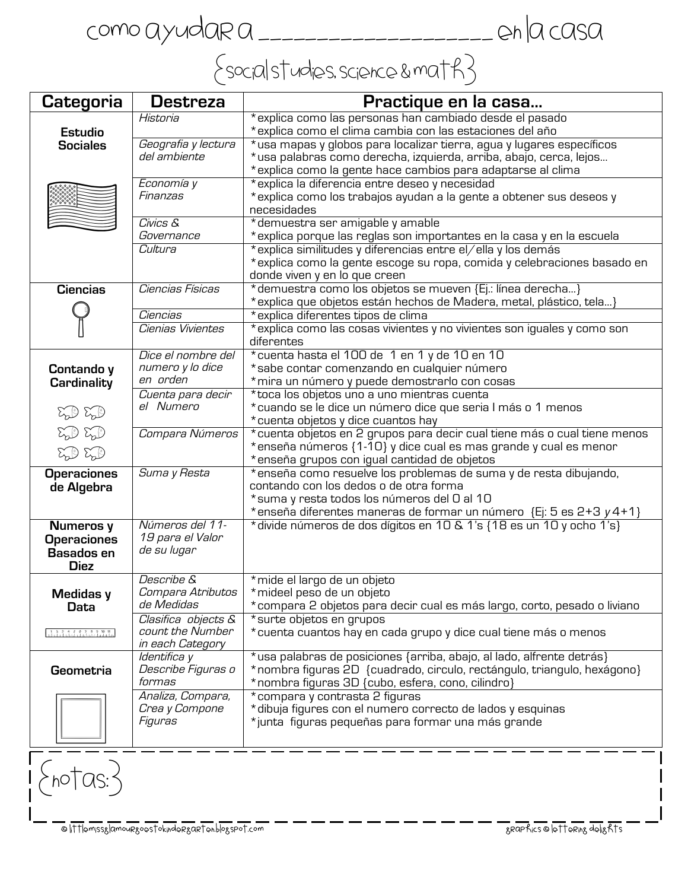# como ayudar a ____________________ en la casa

## {social studies, science & math}

| Categoria | Destreza | Practique en la casa... |
|---|---|---|
| **Estudio Sociales** | *Historia* | *explica como las personas han cambiado desde el pasado<br>*explica como el clima cambia con las estaciones del año |
| | *Geografía y lectura del ambiente* | *usa mapas y globos para localizar tierra, agua y lugares específicos<br>*usa palabras como derecha, izquierda, arriba, abajo, cerca, lejos…<br>*explica como la gente hace cambios para adaptarse al clima |
| | *Economía y Finanzas* | *explica la diferencia entre deseo y necesidad<br>*explica como los trabajos ayudan a la gente a obtener sus deseos y necesidades |
| | *Civics & Governance* | *demuestra ser amigable y amable<br>*explica porque las reglas son importantes en la casa y en la escuela |
| | *Cultura* | *explica similitudes y diferencias entre el/ella y los demás<br>*explica como la gente escoge su ropa, comida y celebraciones basado en donde viven y en lo que creen |
| **Ciencias** | *Ciencias Físicas* | *demuestra como los objetos se mueven {Ej.: línea derecha…}<br>*explica que objetos están hechos de Madera, metal, plástico, tela…} |
| | *Ciencias* | *explica diferentes tipos de clima |
| | *Cienias Vivientes* | *explica como las cosas vivientes y no vivientes son iguales y como son diferentes |
| **Contando y Cardinality** | *Dice el nombre del numero y lo dice en orden* | *cuenta hasta el 100 de 1 en 1 y de 10 en 10<br>*sabe contar comenzando en cualquier número<br>*mira un número y puede demostrarlo con cosas |
| | *Cuenta para decir el Numero* | *toca los objetos uno a uno mientras cuenta<br>*cuando se le dice un número dice que seria l más o 1 menos<br>*cuenta objetos y dice cuantos hay |
| | *Compara Números* | *cuenta objetos en 2 grupos para decir cual tiene más o cual tiene menos<br>*enseña números {1-10} y dice cual es mas grande y cual es menor<br>*enseña grupos con igual cantidad de objetos |
| **Operaciones de Algebra** | *Suma y Resta* | *enseña como resuelve los problemas de suma y de resta dibujando, contando con los dedos o de otra forma<br>*suma y resta todos los números del 0 al 10<br>*enseña diferentes maneras de formar un número {Ej: 5 es 2+3 y 4+1} |
| **Numeros y Operaciones Basados en Diez** | *Números del 11-19 para el Valor de su lugar* | *divide números de dos dígitos en 10 & 1's {18 es un 10 y ocho 1's} |
| **Medidas y Data** | *Describe & Compara Atributos de Medidas* | *mide el largo de un objeto<br>*mideel peso de un objeto<br>*compara 2 objetos para decir cual es más largo, corto, pesado o liviano |
| | *Clasifica objects & count the Number in each Category* | *surte objetos en grupos<br>*cuenta cuantos hay en cada grupo y dice cual tiene más o menos |
| **Geometria** | *Identifica y Describe Figuras o formas* | *usa palabras de posiciones {arriba, abajo, al lado, alfrente detrás}<br>*nombra figuras 2D {cuadrado, circulo, rectángulo, triangulo, hexágono}<br>*nombra figuras 3D {cubo, esfera, cono, cilindro} |
| | *Analiza, Compara, Crea y Compone Figuras* | *compara y contrasta 2 figuras<br>*dibuja figures con el numero correcto de lados y esquinas<br>*junta figuras pequeñas para formar una más grande |

{notas:}

© littlemissglamourgoestokindergarten.blogspot.com

graphics © lettering delights